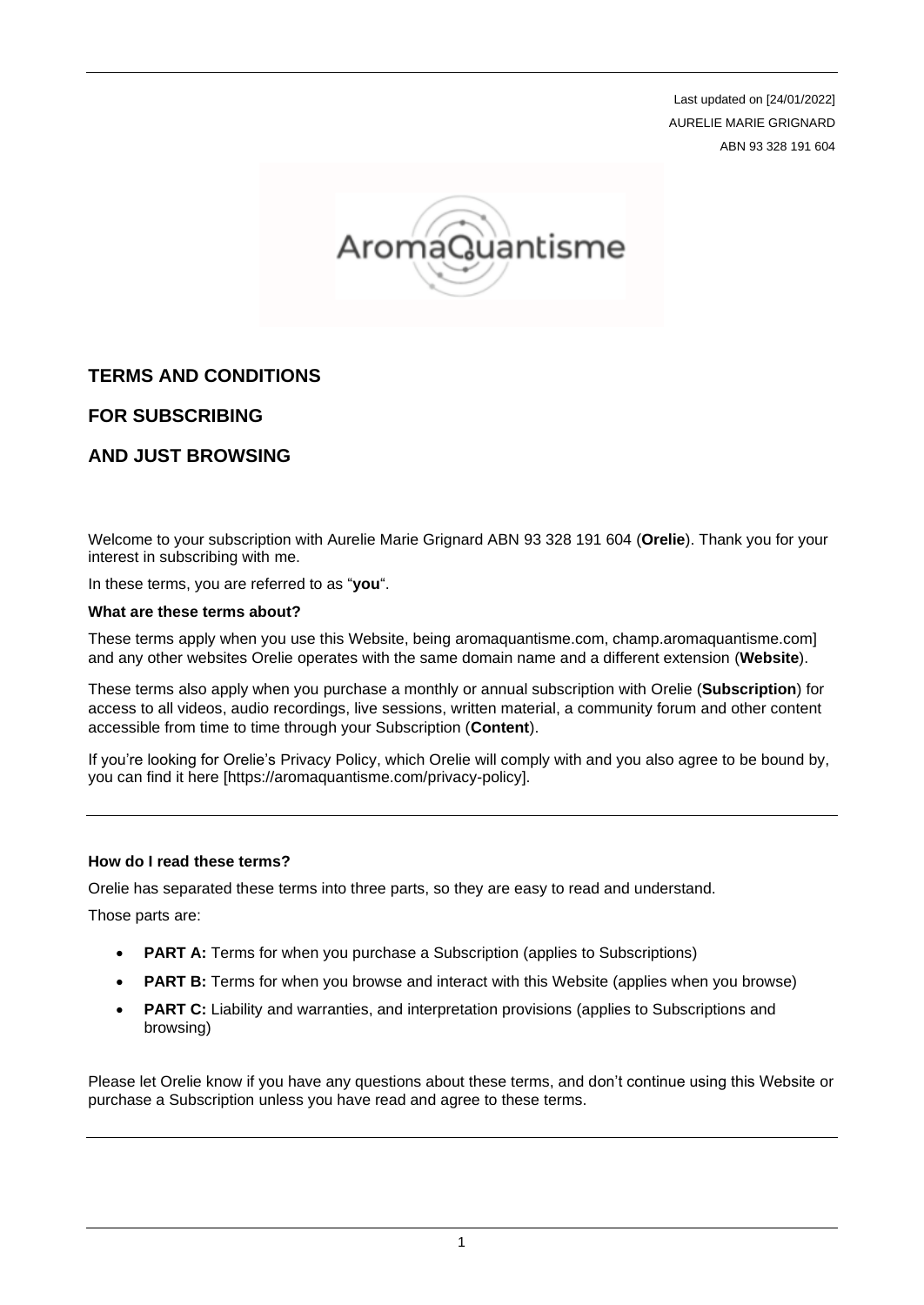Last updated on [24/01/2022]
AURELIE MARIE GRIGNARD
ABN 93 328 191 604

AromaQuantisme

## TERMS AND CONDITIONS

## FOR SUBSCRIBING

## AND JUST BROWSING

Welcome to your subscription with Aurelie Marie Grignard ABN 93 328 191 604 (**Orelie**). Thank you for your interest in subscribing with me.

In these terms, you are referred to as "**you**".

**What are these terms about?**

These terms apply when you use this Website, being aromaquantisme.com, champ.aromaquantisme.com] and any other websites Orelie operates with the same domain name and a different extension (**Website**).

These terms also apply when you purchase a monthly or annual subscription with Orelie (**Subscription**) for access to all videos, audio recordings, live sessions, written material, a community forum and other content accessible from time to time through your Subscription (**Content**).

If you're looking for Orelie's Privacy Policy, which Orelie will comply with and you also agree to be bound by, you can find it here [https://aromaquantisme.com/privacy-policy].

---

**How do I read these terms?**

Orelie has separated these terms into three parts, so they are easy to read and understand.

Those parts are:

- **PART A:** Terms for when you purchase a Subscription (applies to Subscriptions)
- **PART B:** Terms for when you browse and interact with this Website (applies when you browse)
- **PART C:** Liability and warranties, and interpretation provisions (applies to Subscriptions and browsing)

Please let Orelie know if you have any questions about these terms, and don't continue using this Website or purchase a Subscription unless you have read and agree to these terms.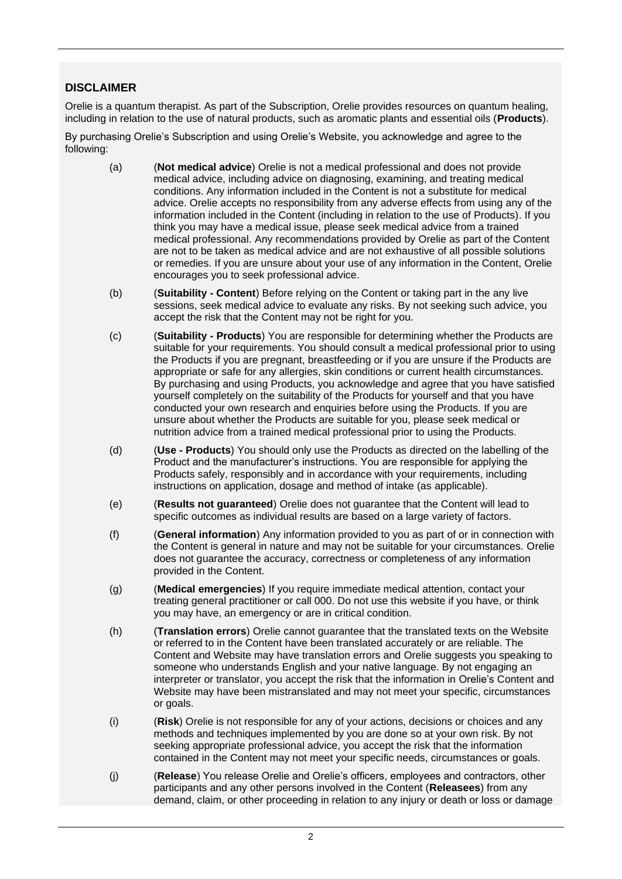## DISCLAIMER

Orelie is a quantum therapist. As part of the Subscription, Orelie provides resources on quantum healing, including in relation to the use of natural products, such as aromatic plants and essential oils (**Products**).

By purchasing Orelie's Subscription and using Orelie's Website, you acknowledge and agree to the following:

(a) (**Not medical advice**) Orelie is not a medical professional and does not provide medical advice, including advice on diagnosing, examining, and treating medical conditions. Any information included in the Content is not a substitute for medical advice. Orelie accepts no responsibility from any adverse effects from using any of the information included in the Content (including in relation to the use of Products). If you think you may have a medical issue, please seek medical advice from a trained medical professional. Any recommendations provided by Orelie as part of the Content are not to be taken as medical advice and are not exhaustive of all possible solutions or remedies. If you are unsure about your use of any information in the Content, Orelie encourages you to seek professional advice.

(b) (**Suitability - Content**) Before relying on the Content or taking part in the any live sessions, seek medical advice to evaluate any risks. By not seeking such advice, you accept the risk that the Content may not be right for you.

(c) (**Suitability - Products**) You are responsible for determining whether the Products are suitable for your requirements. You should consult a medical professional prior to using the Products if you are pregnant, breastfeeding or if you are unsure if the Products are appropriate or safe for any allergies, skin conditions or current health circumstances. By purchasing and using Products, you acknowledge and agree that you have satisfied yourself completely on the suitability of the Products for yourself and that you have conducted your own research and enquiries before using the Products. If you are unsure about whether the Products are suitable for you, please seek medical or nutrition advice from a trained medical professional prior to using the Products.

(d) (**Use - Products**) You should only use the Products as directed on the labelling of the Product and the manufacturer's instructions. You are responsible for applying the Products safely, responsibly and in accordance with your requirements, including instructions on application, dosage and method of intake (as applicable).

(e) (**Results not guaranteed**) Orelie does not guarantee that the Content will lead to specific outcomes as individual results are based on a large variety of factors.

(f) (**General information**) Any information provided to you as part of or in connection with the Content is general in nature and may not be suitable for your circumstances. Orelie does not guarantee the accuracy, correctness or completeness of any information provided in the Content.

(g) (**Medical emergencies**) If you require immediate medical attention, contact your treating general practitioner or call 000. Do not use this website if you have, or think you may have, an emergency or are in critical condition.

(h) (**Translation errors**) Orelie cannot guarantee that the translated texts on the Website or referred to in the Content have been translated accurately or are reliable. The Content and Website may have translation errors and Orelie suggests you speaking to someone who understands English and your native language. By not engaging an interpreter or translator, you accept the risk that the information in Orelie's Content and Website may have been mistranslated and may not meet your specific, circumstances or goals.

(i) (**Risk**) Orelie is not responsible for any of your actions, decisions or choices and any methods and techniques implemented by you are done so at your own risk. By not seeking appropriate professional advice, you accept the risk that the information contained in the Content may not meet your specific needs, circumstances or goals.

(j) (**Release**) You release Orelie and Orelie's officers, employees and contractors, other participants and any other persons involved in the Content (**Releasees**) from any demand, claim, or other proceeding in relation to any injury or death or loss or damage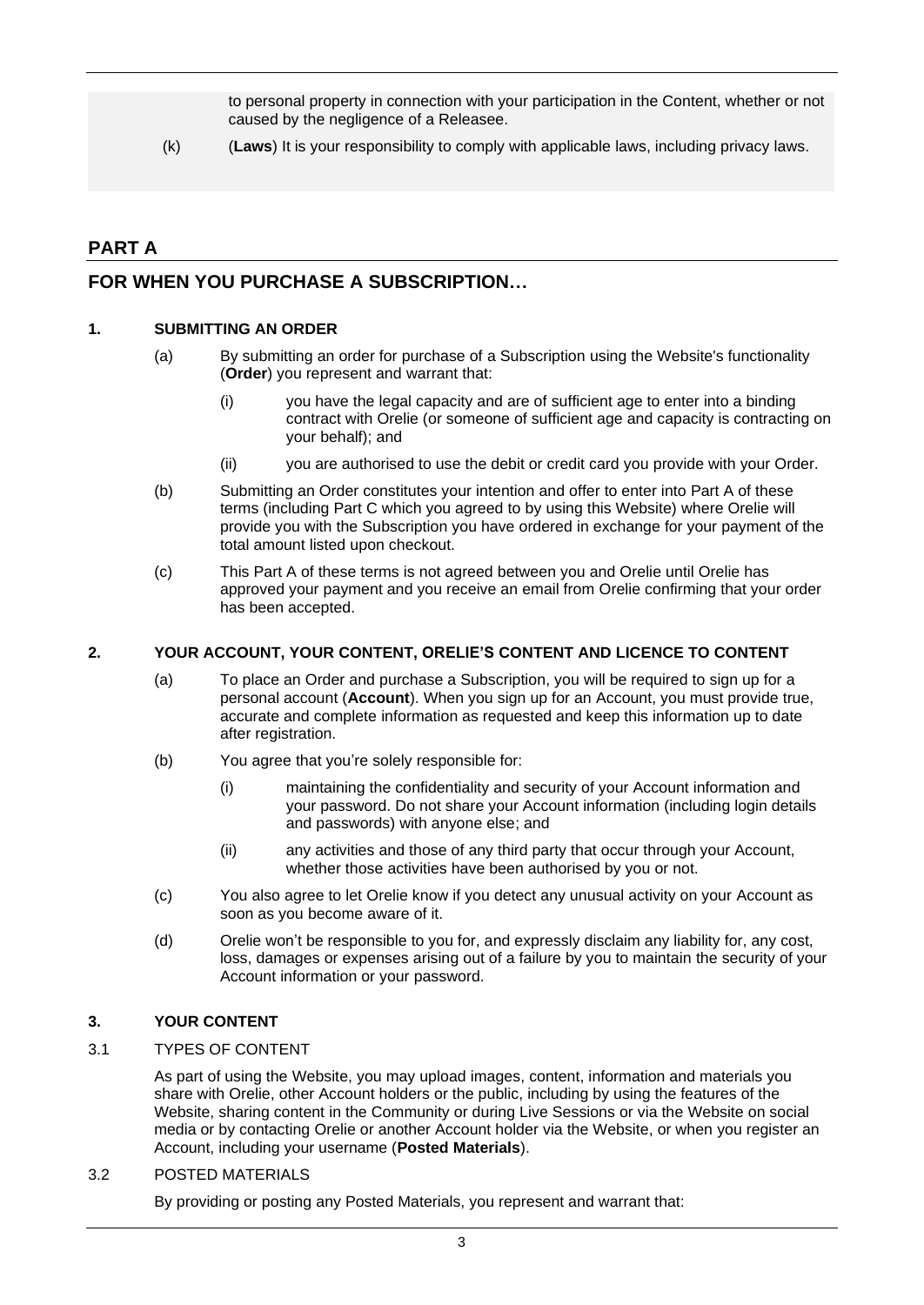to personal property in connection with your participation in the Content, whether or not caused by the negligence of a Releasee.

(k) (**Laws**) It is your responsibility to comply with applicable laws, including privacy laws.

## PART A

## FOR WHEN YOU PURCHASE A SUBSCRIPTION…

### 1. SUBMITTING AN ORDER

(a) By submitting an order for purchase of a Subscription using the Website's functionality (**Order**) you represent and warrant that:

(i) you have the legal capacity and are of sufficient age to enter into a binding contract with Orelie (or someone of sufficient age and capacity is contracting on your behalf); and

(ii) you are authorised to use the debit or credit card you provide with your Order.

(b) Submitting an Order constitutes your intention and offer to enter into Part A of these terms (including Part C which you agreed to by using this Website) where Orelie will provide you with the Subscription you have ordered in exchange for your payment of the total amount listed upon checkout.

(c) This Part A of these terms is not agreed between you and Orelie until Orelie has approved your payment and you receive an email from Orelie confirming that your order has been accepted.

### 2. YOUR ACCOUNT, YOUR CONTENT, ORELIE'S CONTENT AND LICENCE TO CONTENT

(a) To place an Order and purchase a Subscription, you will be required to sign up for a personal account (**Account**). When you sign up for an Account, you must provide true, accurate and complete information as requested and keep this information up to date after registration.

(b) You agree that you're solely responsible for:

(i) maintaining the confidentiality and security of your Account information and your password. Do not share your Account information (including login details and passwords) with anyone else; and

(ii) any activities and those of any third party that occur through your Account, whether those activities have been authorised by you or not.

(c) You also agree to let Orelie know if you detect any unusual activity on your Account as soon as you become aware of it.

(d) Orelie won't be responsible to you for, and expressly disclaim any liability for, any cost, loss, damages or expenses arising out of a failure by you to maintain the security of your Account information or your password.

### 3. YOUR CONTENT

#### 3.1 TYPES OF CONTENT

As part of using the Website, you may upload images, content, information and materials you share with Orelie, other Account holders or the public, including by using the features of the Website, sharing content in the Community or during Live Sessions or via the Website on social media or by contacting Orelie or another Account holder via the Website, or when you register an Account, including your username (**Posted Materials**).

#### 3.2 POSTED MATERIALS

By providing or posting any Posted Materials, you represent and warrant that: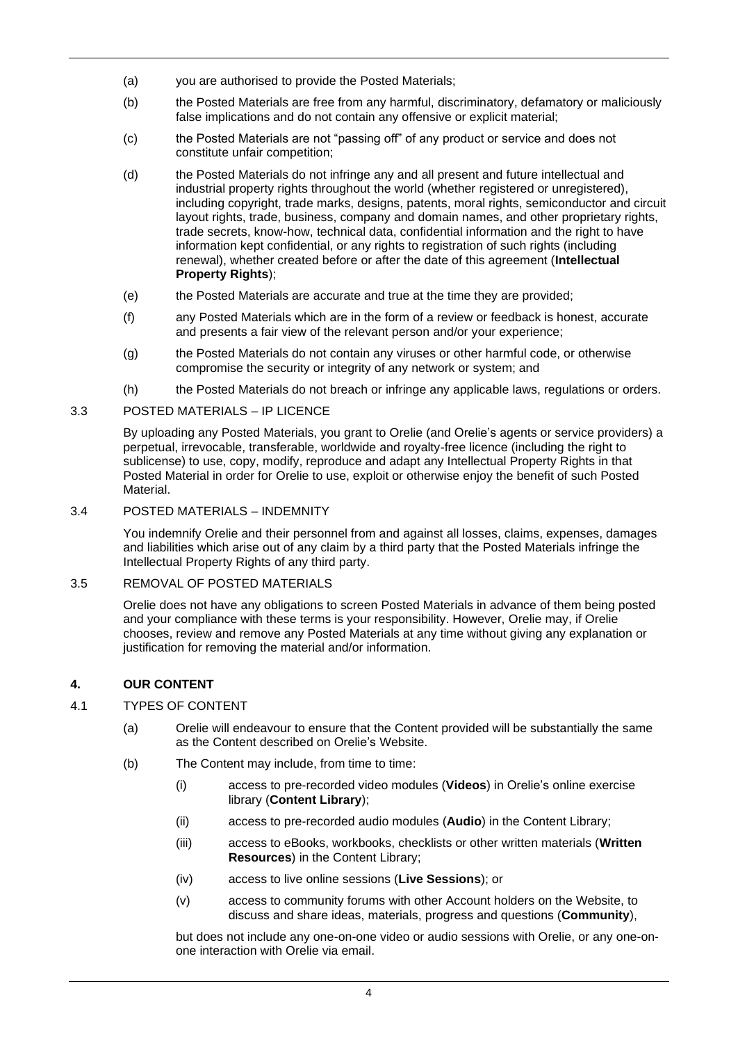(a) you are authorised to provide the Posted Materials;

(b) the Posted Materials are free from any harmful, discriminatory, defamatory or maliciously false implications and do not contain any offensive or explicit material;

(c) the Posted Materials are not "passing off" of any product or service and does not constitute unfair competition;

(d) the Posted Materials do not infringe any and all present and future intellectual and industrial property rights throughout the world (whether registered or unregistered), including copyright, trade marks, designs, patents, moral rights, semiconductor and circuit layout rights, trade, business, company and domain names, and other proprietary rights, trade secrets, know-how, technical data, confidential information and the right to have information kept confidential, or any rights to registration of such rights (including renewal), whether created before or after the date of this agreement (**Intellectual Property Rights**);

(e) the Posted Materials are accurate and true at the time they are provided;

(f) any Posted Materials which are in the form of a review or feedback is honest, accurate and presents a fair view of the relevant person and/or your experience;

(g) the Posted Materials do not contain any viruses or other harmful code, or otherwise compromise the security or integrity of any network or system; and

(h) the Posted Materials do not breach or infringe any applicable laws, regulations or orders.

3.3 POSTED MATERIALS – IP LICENCE

By uploading any Posted Materials, you grant to Orelie (and Orelie's agents or service providers) a perpetual, irrevocable, transferable, worldwide and royalty-free licence (including the right to sublicense) to use, copy, modify, reproduce and adapt any Intellectual Property Rights in that Posted Material in order for Orelie to use, exploit or otherwise enjoy the benefit of such Posted Material.

3.4 POSTED MATERIALS – INDEMNITY

You indemnify Orelie and their personnel from and against all losses, claims, expenses, damages and liabilities which arise out of any claim by a third party that the Posted Materials infringe the Intellectual Property Rights of any third party.

3.5 REMOVAL OF POSTED MATERIALS

Orelie does not have any obligations to screen Posted Materials in advance of them being posted and your compliance with these terms is your responsibility. However, Orelie may, if Orelie chooses, review and remove any Posted Materials at any time without giving any explanation or justification for removing the material and/or information.

## 4. OUR CONTENT

4.1 TYPES OF CONTENT

(a) Orelie will endeavour to ensure that the Content provided will be substantially the same as the Content described on Orelie's Website.

(b) The Content may include, from time to time:

(i) access to pre-recorded video modules (**Videos**) in Orelie's online exercise library (**Content Library**);

(ii) access to pre-recorded audio modules (**Audio**) in the Content Library;

(iii) access to eBooks, workbooks, checklists or other written materials (**Written Resources**) in the Content Library;

(iv) access to live online sessions (**Live Sessions**); or

(v) access to community forums with other Account holders on the Website, to discuss and share ideas, materials, progress and questions (**Community**),

but does not include any one-on-one video or audio sessions with Orelie, or any one-on-one interaction with Orelie via email.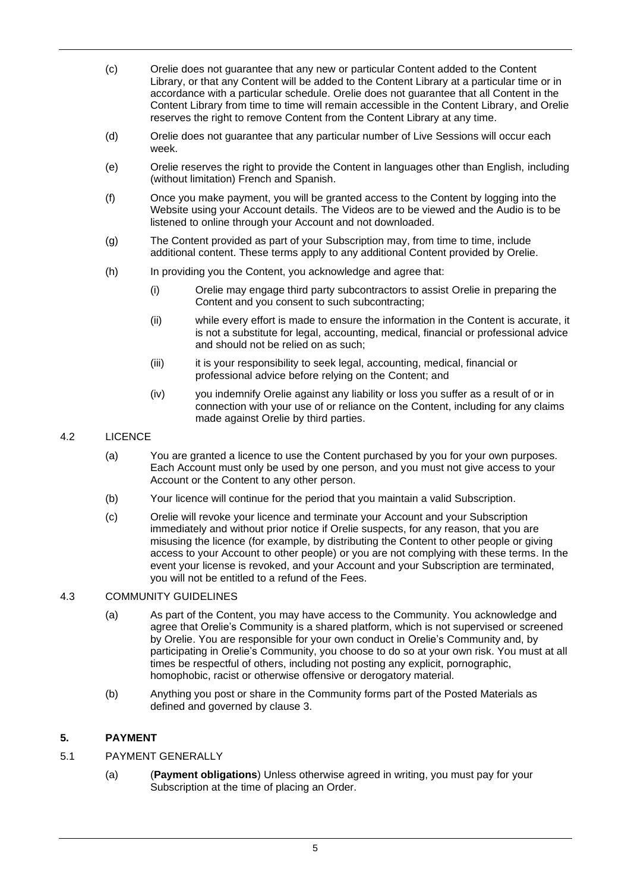(c) Orelie does not guarantee that any new or particular Content added to the Content Library, or that any Content will be added to the Content Library at a particular time or in accordance with a particular schedule. Orelie does not guarantee that all Content in the Content Library from time to time will remain accessible in the Content Library, and Orelie reserves the right to remove Content from the Content Library at any time.

(d) Orelie does not guarantee that any particular number of Live Sessions will occur each week.

(e) Orelie reserves the right to provide the Content in languages other than English, including (without limitation) French and Spanish.

(f) Once you make payment, you will be granted access to the Content by logging into the Website using your Account details. The Videos are to be viewed and the Audio is to be listened to online through your Account and not downloaded.

(g) The Content provided as part of your Subscription may, from time to time, include additional content. These terms apply to any additional Content provided by Orelie.

(h) In providing you the Content, you acknowledge and agree that:

   (i) Orelie may engage third party subcontractors to assist Orelie in preparing the Content and you consent to such subcontracting;

   (ii) while every effort is made to ensure the information in the Content is accurate, it is not a substitute for legal, accounting, medical, financial or professional advice and should not be relied on as such;

   (iii) it is your responsibility to seek legal, accounting, medical, financial or professional advice before relying on the Content; and

   (iv) you indemnify Orelie against any liability or loss you suffer as a result of or in connection with your use of or reliance on the Content, including for any claims made against Orelie by third parties.

4.2 LICENCE

(a) You are granted a licence to use the Content purchased by you for your own purposes. Each Account must only be used by one person, and you must not give access to your Account or the Content to any other person.

(b) Your licence will continue for the period that you maintain a valid Subscription.

(c) Orelie will revoke your licence and terminate your Account and your Subscription immediately and without prior notice if Orelie suspects, for any reason, that you are misusing the licence (for example, by distributing the Content to other people or giving access to your Account to other people) or you are not complying with these terms. In the event your license is revoked, and your Account and your Subscription are terminated, you will not be entitled to a refund of the Fees.

4.3 COMMUNITY GUIDELINES

(a) As part of the Content, you may have access to the Community. You acknowledge and agree that Orelie's Community is a shared platform, which is not supervised or screened by Orelie. You are responsible for your own conduct in Orelie's Community and, by participating in Orelie's Community, you choose to do so at your own risk. You must at all times be respectful of others, including not posting any explicit, pornographic, homophobic, racist or otherwise offensive or derogatory material.

(b) Anything you post or share in the Community forms part of the Posted Materials as defined and governed by clause 3.

## 5. PAYMENT

5.1 PAYMENT GENERALLY

(a) (**Payment obligations**) Unless otherwise agreed in writing, you must pay for your Subscription at the time of placing an Order.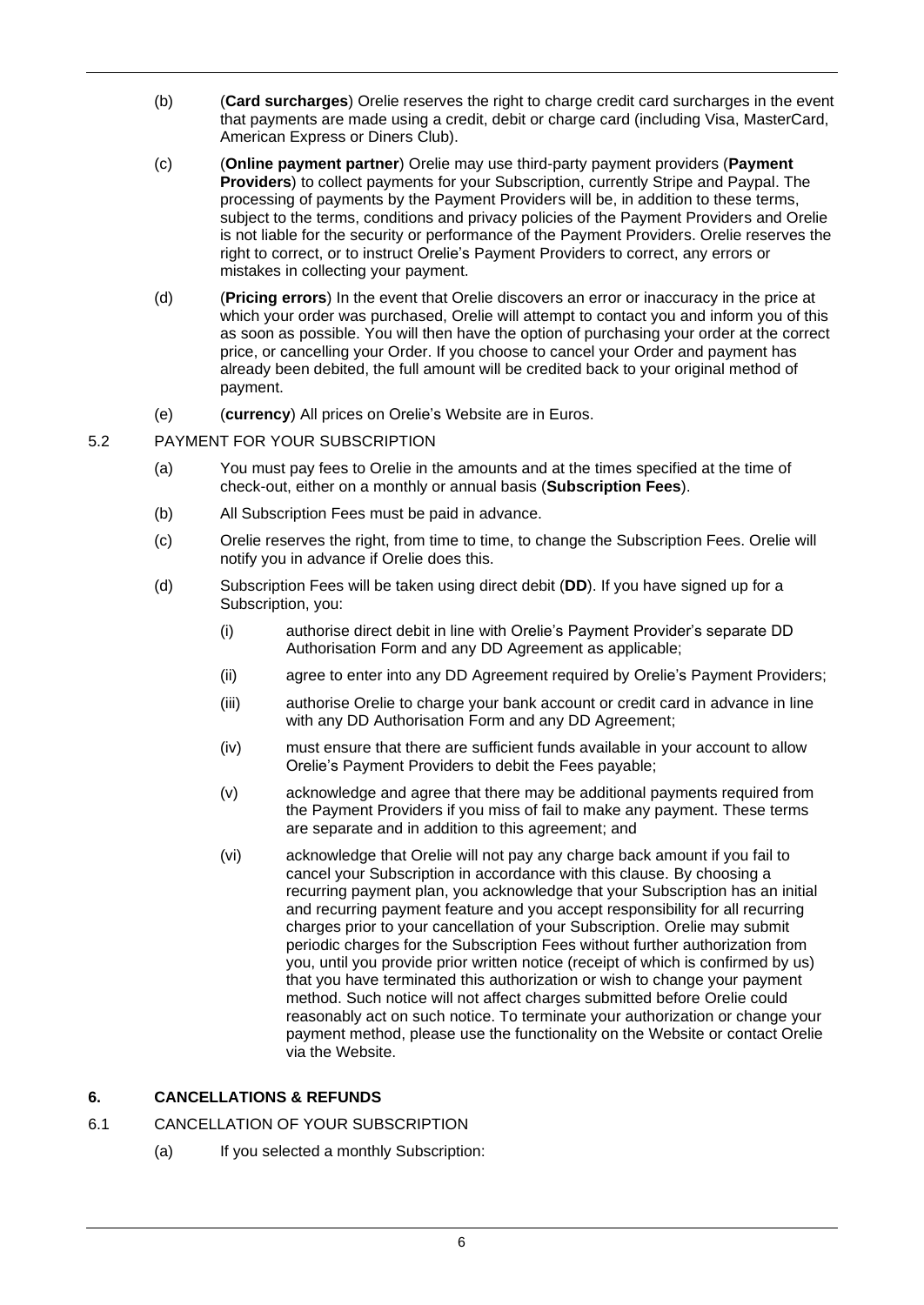(b) (**Card surcharges**) Orelie reserves the right to charge credit card surcharges in the event that payments are made using a credit, debit or charge card (including Visa, MasterCard, American Express or Diners Club).

(c) (**Online payment partner**) Orelie may use third-party payment providers (**Payment Providers**) to collect payments for your Subscription, currently Stripe and Paypal. The processing of payments by the Payment Providers will be, in addition to these terms, subject to the terms, conditions and privacy policies of the Payment Providers and Orelie is not liable for the security or performance of the Payment Providers. Orelie reserves the right to correct, or to instruct Orelie's Payment Providers to correct, any errors or mistakes in collecting your payment.

(d) (**Pricing errors**) In the event that Orelie discovers an error or inaccuracy in the price at which your order was purchased, Orelie will attempt to contact you and inform you of this as soon as possible. You will then have the option of purchasing your order at the correct price, or cancelling your Order. If you choose to cancel your Order and payment has already been debited, the full amount will be credited back to your original method of payment.

(e) (**currency**) All prices on Orelie's Website are in Euros.

5.2 PAYMENT FOR YOUR SUBSCRIPTION

(a) You must pay fees to Orelie in the amounts and at the times specified at the time of check-out, either on a monthly or annual basis (**Subscription Fees**).

(b) All Subscription Fees must be paid in advance.

(c) Orelie reserves the right, from time to time, to change the Subscription Fees. Orelie will notify you in advance if Orelie does this.

(d) Subscription Fees will be taken using direct debit (**DD**). If you have signed up for a Subscription, you:

(i) authorise direct debit in line with Orelie's Payment Provider's separate DD Authorisation Form and any DD Agreement as applicable;

(ii) agree to enter into any DD Agreement required by Orelie's Payment Providers;

(iii) authorise Orelie to charge your bank account or credit card in advance in line with any DD Authorisation Form and any DD Agreement;

(iv) must ensure that there are sufficient funds available in your account to allow Orelie's Payment Providers to debit the Fees payable;

(v) acknowledge and agree that there may be additional payments required from the Payment Providers if you miss of fail to make any payment. These terms are separate and in addition to this agreement; and

(vi) acknowledge that Orelie will not pay any charge back amount if you fail to cancel your Subscription in accordance with this clause. By choosing a recurring payment plan, you acknowledge that your Subscription has an initial and recurring payment feature and you accept responsibility for all recurring charges prior to your cancellation of your Subscription. Orelie may submit periodic charges for the Subscription Fees without further authorization from you, until you provide prior written notice (receipt of which is confirmed by us) that you have terminated this authorization or wish to change your payment method. Such notice will not affect charges submitted before Orelie could reasonably act on such notice. To terminate your authorization or change your payment method, please use the functionality on the Website or contact Orelie via the Website.

## 6. CANCELLATIONS & REFUNDS

6.1 CANCELLATION OF YOUR SUBSCRIPTION

(a) If you selected a monthly Subscription: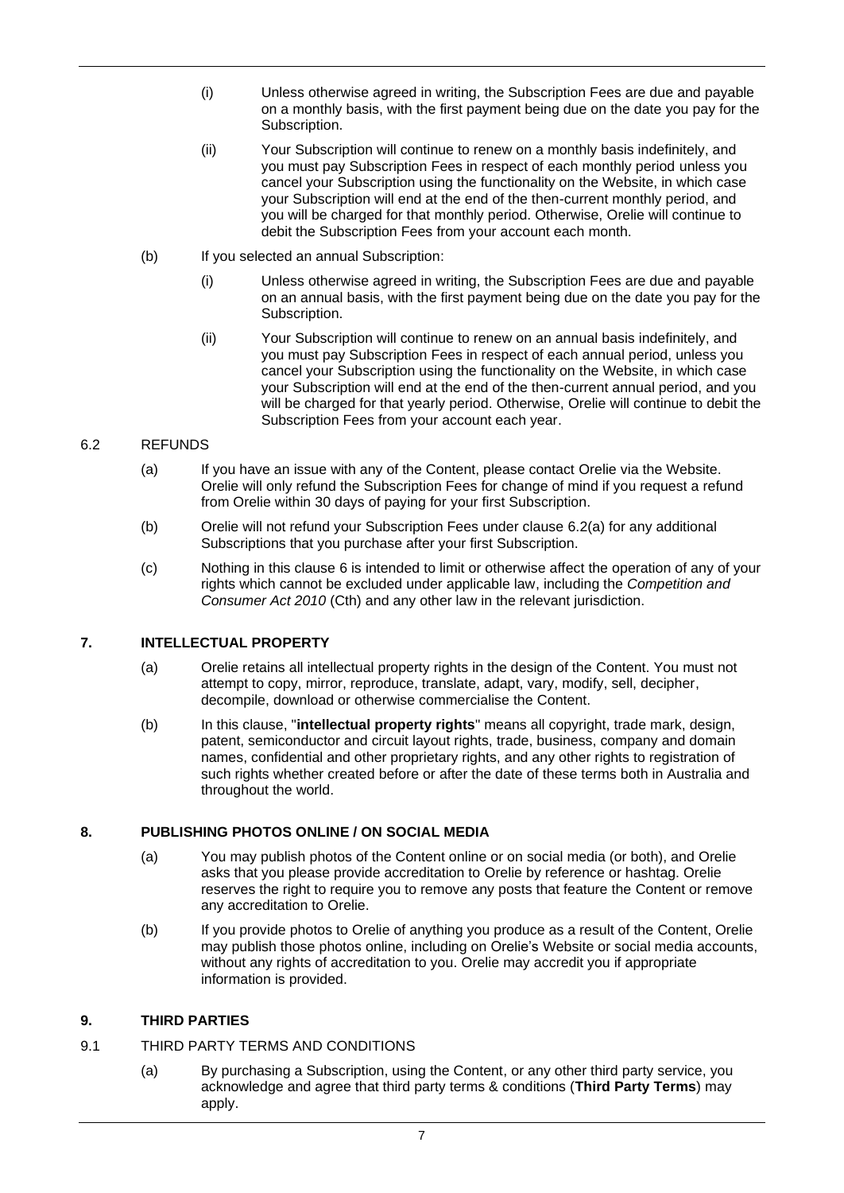(i) Unless otherwise agreed in writing, the Subscription Fees are due and payable on a monthly basis, with the first payment being due on the date you pay for the Subscription.

(ii) Your Subscription will continue to renew on a monthly basis indefinitely, and you must pay Subscription Fees in respect of each monthly period unless you cancel your Subscription using the functionality on the Website, in which case your Subscription will end at the end of the then-current monthly period, and you will be charged for that monthly period. Otherwise, Orelie will continue to debit the Subscription Fees from your account each month.

(b) If you selected an annual Subscription:

(i) Unless otherwise agreed in writing, the Subscription Fees are due and payable on an annual basis, with the first payment being due on the date you pay for the Subscription.

(ii) Your Subscription will continue to renew on an annual basis indefinitely, and you must pay Subscription Fees in respect of each annual period, unless you cancel your Subscription using the functionality on the Website, in which case your Subscription will end at the end of the then-current annual period, and you will be charged for that yearly period. Otherwise, Orelie will continue to debit the Subscription Fees from your account each year.

### 6.2 REFUNDS

(a) If you have an issue with any of the Content, please contact Orelie via the Website. Orelie will only refund the Subscription Fees for change of mind if you request a refund from Orelie within 30 days of paying for your first Subscription.

(b) Orelie will not refund your Subscription Fees under clause 6.2(a) for any additional Subscriptions that you purchase after your first Subscription.

(c) Nothing in this clause 6 is intended to limit or otherwise affect the operation of any of your rights which cannot be excluded under applicable law, including the *Competition and Consumer Act 2010* (Cth) and any other law in the relevant jurisdiction.

## 7. INTELLECTUAL PROPERTY

(a) Orelie retains all intellectual property rights in the design of the Content. You must not attempt to copy, mirror, reproduce, translate, adapt, vary, modify, sell, decipher, decompile, download or otherwise commercialise the Content.

(b) In this clause, "**intellectual property rights**" means all copyright, trade mark, design, patent, semiconductor and circuit layout rights, trade, business, company and domain names, confidential and other proprietary rights, and any other rights to registration of such rights whether created before or after the date of these terms both in Australia and throughout the world.

## 8. PUBLISHING PHOTOS ONLINE / ON SOCIAL MEDIA

(a) You may publish photos of the Content online or on social media (or both), and Orelie asks that you please provide accreditation to Orelie by reference or hashtag. Orelie reserves the right to require you to remove any posts that feature the Content or remove any accreditation to Orelie.

(b) If you provide photos to Orelie of anything you produce as a result of the Content, Orelie may publish those photos online, including on Orelie's Website or social media accounts, without any rights of accreditation to you. Orelie may accredit you if appropriate information is provided.

## 9. THIRD PARTIES

### 9.1 THIRD PARTY TERMS AND CONDITIONS

(a) By purchasing a Subscription, using the Content, or any other third party service, you acknowledge and agree that third party terms & conditions (**Third Party Terms**) may apply.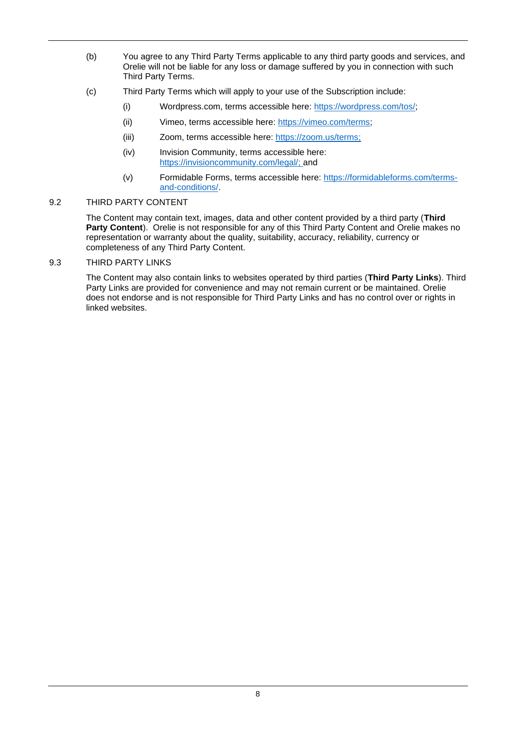(b) You agree to any Third Party Terms applicable to any third party goods and services, and Orelie will not be liable for any loss or damage suffered by you in connection with such Third Party Terms.

(c) Third Party Terms which will apply to your use of the Subscription include:

- (i) Wordpress.com, terms accessible here: https://wordpress.com/tos/;
- (ii) Vimeo, terms accessible here: https://vimeo.com/terms;
- (iii) Zoom, terms accessible here: https://zoom.us/terms;
- (iv) Invision Community, terms accessible here: https://invisioncommunity.com/legal/; and
- (v) Formidable Forms, terms accessible here: https://formidableforms.com/terms-and-conditions/.

9.2 THIRD PARTY CONTENT

The Content may contain text, images, data and other content provided by a third party (**Third Party Content**). Orelie is not responsible for any of this Third Party Content and Orelie makes no representation or warranty about the quality, suitability, accuracy, reliability, currency or completeness of any Third Party Content.

9.3 THIRD PARTY LINKS

The Content may also contain links to websites operated by third parties (**Third Party Links**). Third Party Links are provided for convenience and may not remain current or be maintained. Orelie does not endorse and is not responsible for Third Party Links and has no control over or rights in linked websites.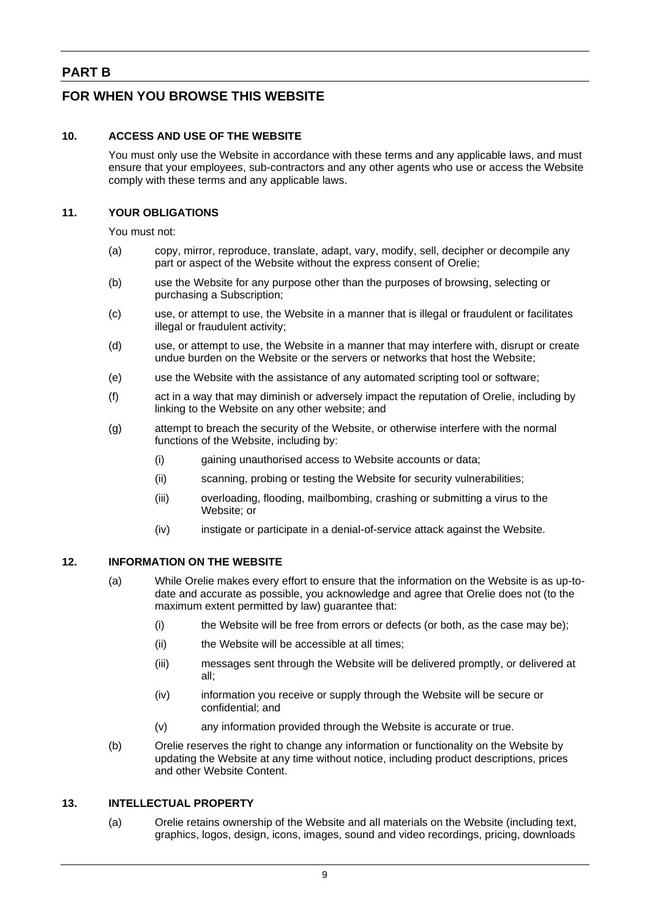## PART B

## FOR WHEN YOU BROWSE THIS WEBSITE

### 10. ACCESS AND USE OF THE WEBSITE

You must only use the Website in accordance with these terms and any applicable laws, and must ensure that your employees, sub-contractors and any other agents who use or access the Website comply with these terms and any applicable laws.

### 11. YOUR OBLIGATIONS

You must not:

(a) copy, mirror, reproduce, translate, adapt, vary, modify, sell, decipher or decompile any part or aspect of the Website without the express consent of Orelie;

(b) use the Website for any purpose other than the purposes of browsing, selecting or purchasing a Subscription;

(c) use, or attempt to use, the Website in a manner that is illegal or fraudulent or facilitates illegal or fraudulent activity;

(d) use, or attempt to use, the Website in a manner that may interfere with, disrupt or create undue burden on the Website or the servers or networks that host the Website;

(e) use the Website with the assistance of any automated scripting tool or software;

(f) act in a way that may diminish or adversely impact the reputation of Orelie, including by linking to the Website on any other website; and

(g) attempt to breach the security of the Website, or otherwise interfere with the normal functions of the Website, including by:

  (i) gaining unauthorised access to Website accounts or data;

  (ii) scanning, probing or testing the Website for security vulnerabilities;

  (iii) overloading, flooding, mailbombing, crashing or submitting a virus to the Website; or

  (iv) instigate or participate in a denial-of-service attack against the Website.

### 12. INFORMATION ON THE WEBSITE

(a) While Orelie makes every effort to ensure that the information on the Website is as up-to-date and accurate as possible, you acknowledge and agree that Orelie does not (to the maximum extent permitted by law) guarantee that:

  (i) the Website will be free from errors or defects (or both, as the case may be);

  (ii) the Website will be accessible at all times;

  (iii) messages sent through the Website will be delivered promptly, or delivered at all;

  (iv) information you receive or supply through the Website will be secure or confidential; and

  (v) any information provided through the Website is accurate or true.

(b) Orelie reserves the right to change any information or functionality on the Website by updating the Website at any time without notice, including product descriptions, prices and other Website Content.

### 13. INTELLECTUAL PROPERTY

(a) Orelie retains ownership of the Website and all materials on the Website (including text, graphics, logos, design, icons, images, sound and video recordings, pricing, downloads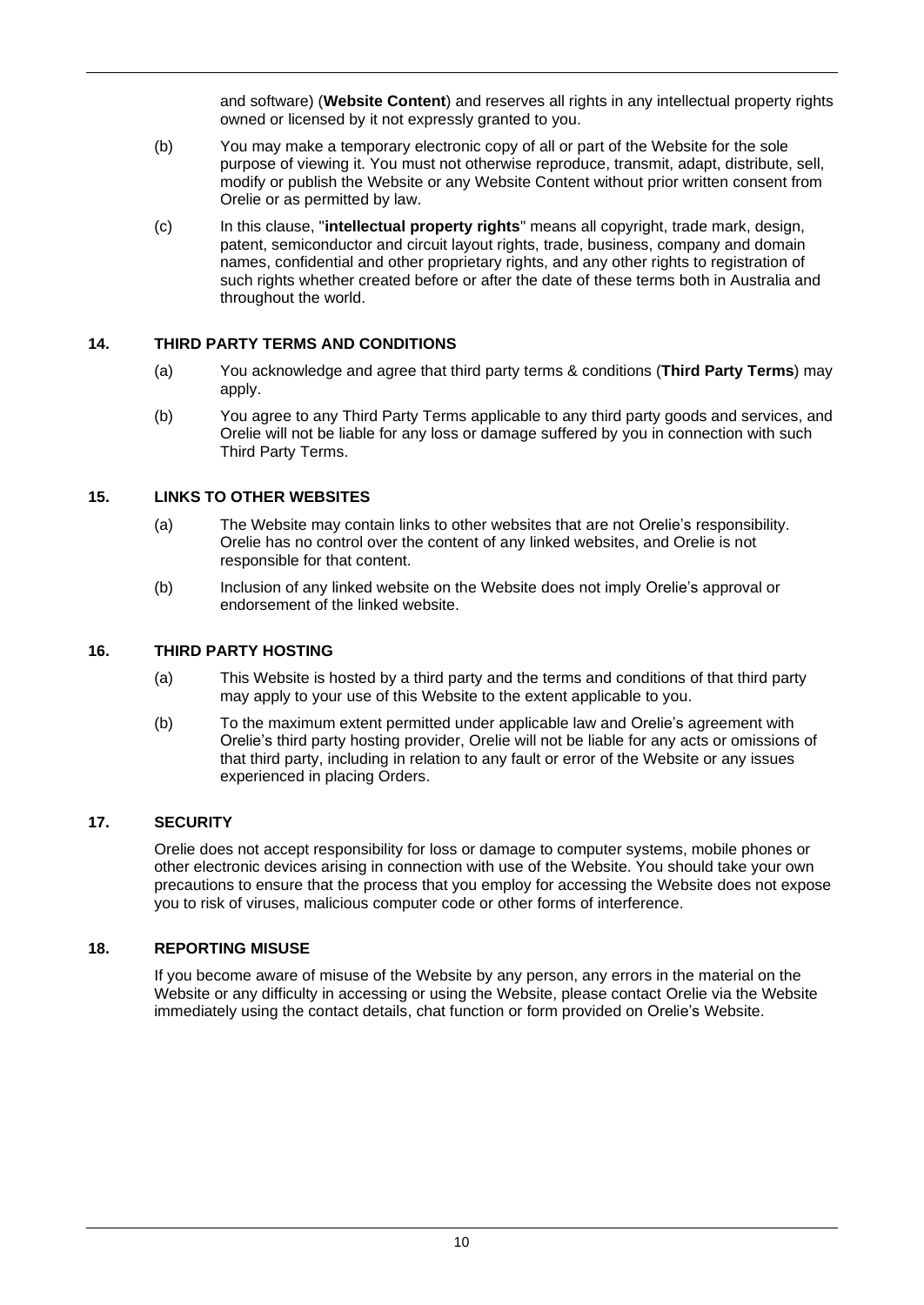and software) (**Website Content**) and reserves all rights in any intellectual property rights owned or licensed by it not expressly granted to you.

(b) You may make a temporary electronic copy of all or part of the Website for the sole purpose of viewing it. You must not otherwise reproduce, transmit, adapt, distribute, sell, modify or publish the Website or any Website Content without prior written consent from Orelie or as permitted by law.

(c) In this clause, "**intellectual property rights**" means all copyright, trade mark, design, patent, semiconductor and circuit layout rights, trade, business, company and domain names, confidential and other proprietary rights, and any other rights to registration of such rights whether created before or after the date of these terms both in Australia and throughout the world.

## 14. THIRD PARTY TERMS AND CONDITIONS

(a) You acknowledge and agree that third party terms & conditions (**Third Party Terms**) may apply.

(b) You agree to any Third Party Terms applicable to any third party goods and services, and Orelie will not be liable for any loss or damage suffered by you in connection with such Third Party Terms.

## 15. LINKS TO OTHER WEBSITES

(a) The Website may contain links to other websites that are not Orelie's responsibility. Orelie has no control over the content of any linked websites, and Orelie is not responsible for that content.

(b) Inclusion of any linked website on the Website does not imply Orelie's approval or endorsement of the linked website.

## 16. THIRD PARTY HOSTING

(a) This Website is hosted by a third party and the terms and conditions of that third party may apply to your use of this Website to the extent applicable to you.

(b) To the maximum extent permitted under applicable law and Orelie's agreement with Orelie's third party hosting provider, Orelie will not be liable for any acts or omissions of that third party, including in relation to any fault or error of the Website or any issues experienced in placing Orders.

## 17. SECURITY

Orelie does not accept responsibility for loss or damage to computer systems, mobile phones or other electronic devices arising in connection with use of the Website. You should take your own precautions to ensure that the process that you employ for accessing the Website does not expose you to risk of viruses, malicious computer code or other forms of interference.

## 18. REPORTING MISUSE

If you become aware of misuse of the Website by any person, any errors in the material on the Website or any difficulty in accessing or using the Website, please contact Orelie via the Website immediately using the contact details, chat function or form provided on Orelie's Website.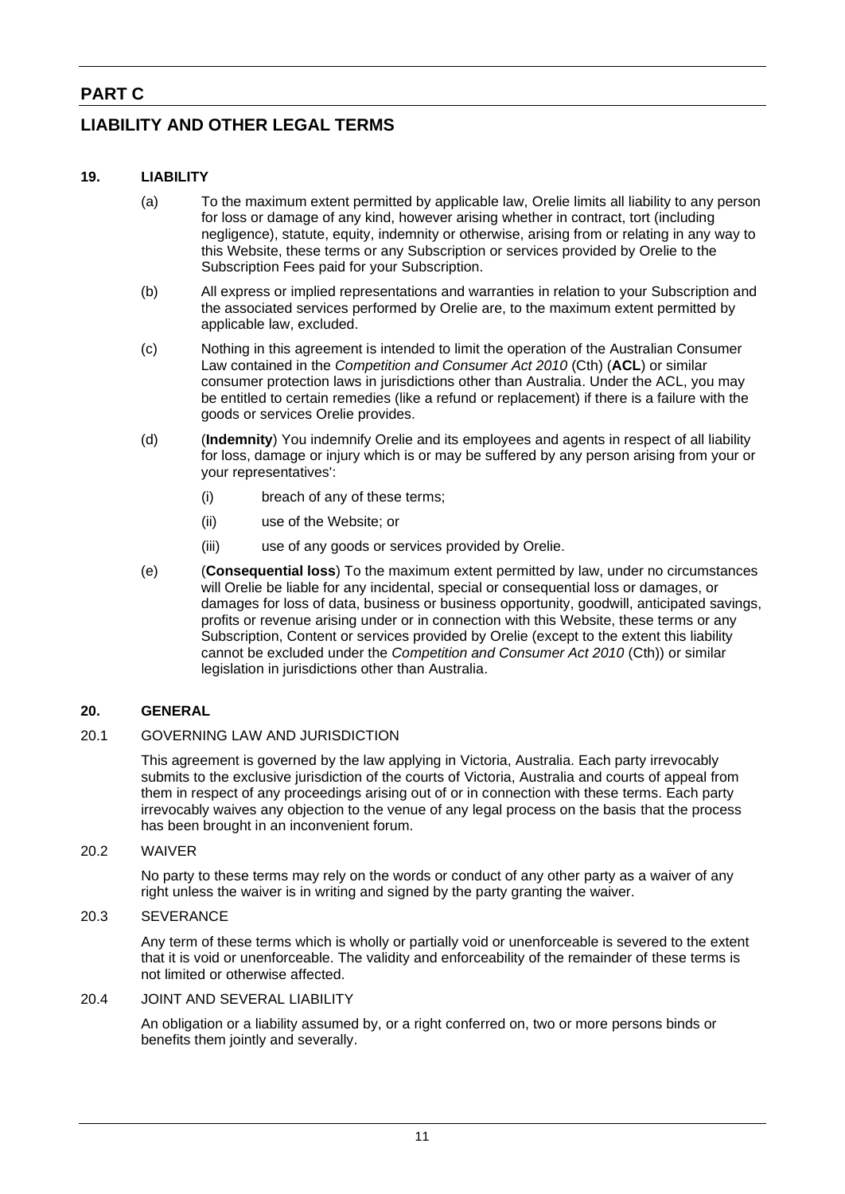## PART C

## LIABILITY AND OTHER LEGAL TERMS

### 19. LIABILITY

(a) To the maximum extent permitted by applicable law, Orelie limits all liability to any person for loss or damage of any kind, however arising whether in contract, tort (including negligence), statute, equity, indemnity or otherwise, arising from or relating in any way to this Website, these terms or any Subscription or services provided by Orelie to the Subscription Fees paid for your Subscription.

(b) All express or implied representations and warranties in relation to your Subscription and the associated services performed by Orelie are, to the maximum extent permitted by applicable law, excluded.

(c) Nothing in this agreement is intended to limit the operation of the Australian Consumer Law contained in the *Competition and Consumer Act 2010* (Cth) (**ACL**) or similar consumer protection laws in jurisdictions other than Australia. Under the ACL, you may be entitled to certain remedies (like a refund or replacement) if there is a failure with the goods or services Orelie provides.

(d) (**Indemnity**) You indemnify Orelie and its employees and agents in respect of all liability for loss, damage or injury which is or may be suffered by any person arising from your or your representatives':

  (i) breach of any of these terms;

  (ii) use of the Website; or

  (iii) use of any goods or services provided by Orelie.

(e) (**Consequential loss**) To the maximum extent permitted by law, under no circumstances will Orelie be liable for any incidental, special or consequential loss or damages, or damages for loss of data, business or business opportunity, goodwill, anticipated savings, profits or revenue arising under or in connection with this Website, these terms or any Subscription, Content or services provided by Orelie (except to the extent this liability cannot be excluded under the *Competition and Consumer Act 2010* (Cth)) or similar legislation in jurisdictions other than Australia.

### 20. GENERAL

#### 20.1 GOVERNING LAW AND JURISDICTION

This agreement is governed by the law applying in Victoria, Australia. Each party irrevocably submits to the exclusive jurisdiction of the courts of Victoria, Australia and courts of appeal from them in respect of any proceedings arising out of or in connection with these terms. Each party irrevocably waives any objection to the venue of any legal process on the basis that the process has been brought in an inconvenient forum.

#### 20.2 WAIVER

No party to these terms may rely on the words or conduct of any other party as a waiver of any right unless the waiver is in writing and signed by the party granting the waiver.

#### 20.3 SEVERANCE

Any term of these terms which is wholly or partially void or unenforceable is severed to the extent that it is void or unenforceable. The validity and enforceability of the remainder of these terms is not limited or otherwise affected.

#### 20.4 JOINT AND SEVERAL LIABILITY

An obligation or a liability assumed by, or a right conferred on, two or more persons binds or benefits them jointly and severally.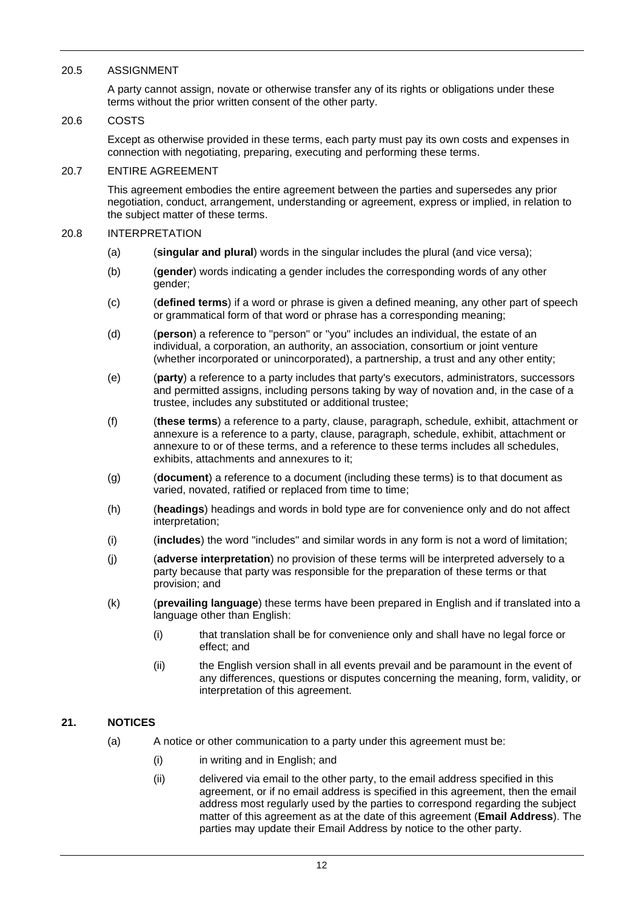### 20.5 ASSIGNMENT

A party cannot assign, novate or otherwise transfer any of its rights or obligations under these terms without the prior written consent of the other party.

### 20.6 COSTS

Except as otherwise provided in these terms, each party must pay its own costs and expenses in connection with negotiating, preparing, executing and performing these terms.

### 20.7 ENTIRE AGREEMENT

This agreement embodies the entire agreement between the parties and supersedes any prior negotiation, conduct, arrangement, understanding or agreement, express or implied, in relation to the subject matter of these terms.

### 20.8 INTERPRETATION

(a) (**singular and plural**) words in the singular includes the plural (and vice versa);

(b) (**gender**) words indicating a gender includes the corresponding words of any other gender;

(c) (**defined terms**) if a word or phrase is given a defined meaning, any other part of speech or grammatical form of that word or phrase has a corresponding meaning;

(d) (**person**) a reference to "person" or "you" includes an individual, the estate of an individual, a corporation, an authority, an association, consortium or joint venture (whether incorporated or unincorporated), a partnership, a trust and any other entity;

(e) (**party**) a reference to a party includes that party's executors, administrators, successors and permitted assigns, including persons taking by way of novation and, in the case of a trustee, includes any substituted or additional trustee;

(f) (**these terms**) a reference to a party, clause, paragraph, schedule, exhibit, attachment or annexure is a reference to a party, clause, paragraph, schedule, exhibit, attachment or annexure to or of these terms, and a reference to these terms includes all schedules, exhibits, attachments and annexures to it;

(g) (**document**) a reference to a document (including these terms) is to that document as varied, novated, ratified or replaced from time to time;

(h) (**headings**) headings and words in bold type are for convenience only and do not affect interpretation;

(i) (**includes**) the word "includes" and similar words in any form is not a word of limitation;

(j) (**adverse interpretation**) no provision of these terms will be interpreted adversely to a party because that party was responsible for the preparation of these terms or that provision; and

(k) (**prevailing language**) these terms have been prepared in English and if translated into a language other than English:

  (i) that translation shall be for convenience only and shall have no legal force or effect; and

  (ii) the English version shall in all events prevail and be paramount in the event of any differences, questions or disputes concerning the meaning, form, validity, or interpretation of this agreement.

## 21. NOTICES

(a) A notice or other communication to a party under this agreement must be:

  (i) in writing and in English; and

  (ii) delivered via email to the other party, to the email address specified in this agreement, or if no email address is specified in this agreement, then the email address most regularly used by the parties to correspond regarding the subject matter of this agreement as at the date of this agreement (**Email Address**). The parties may update their Email Address by notice to the other party.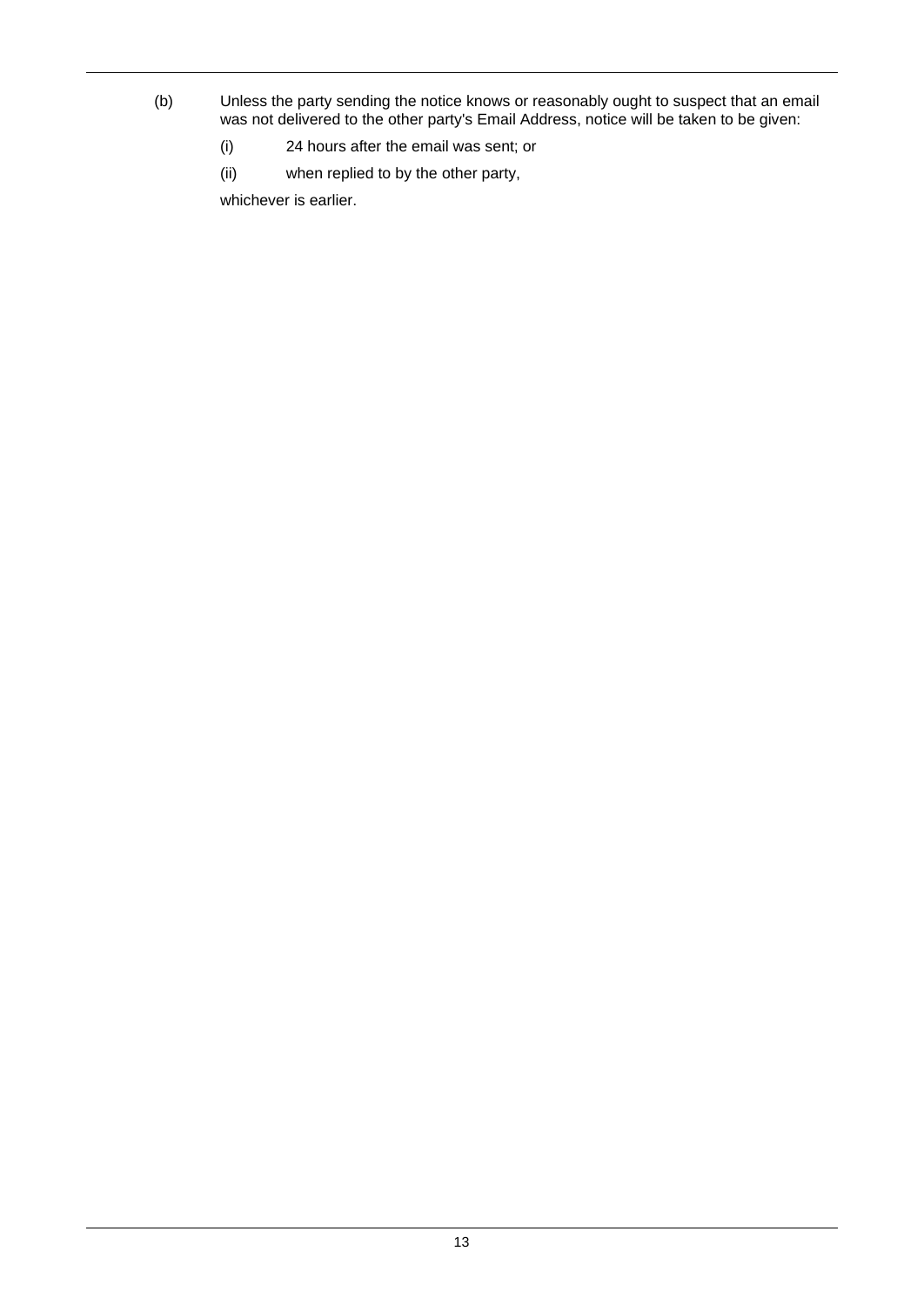(b) Unless the party sending the notice knows or reasonably ought to suspect that an email was not delivered to the other party's Email Address, notice will be taken to be given:

   (i) 24 hours after the email was sent; or

   (ii) when replied to by the other party,

   whichever is earlier.